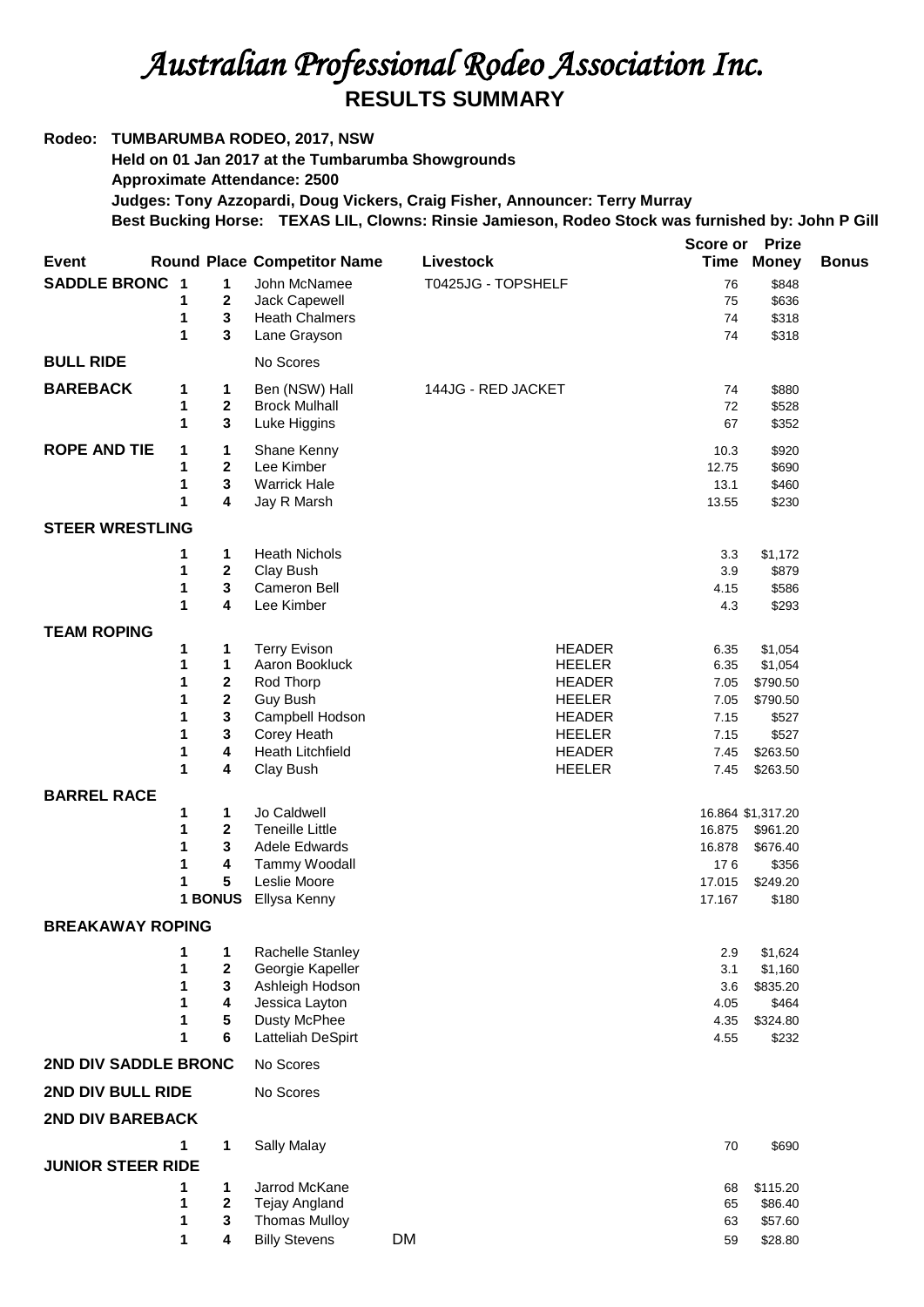# *Australian Professional Rodeo Association Inc.*

## RESULTS SUMMARY

**Rodeo: TUMBARUMBA RODEO, 2017, NSW**
**Held on 01 Jan 2017 at the Tumbarumba Showgrounds**
**Approximate Attendance: 2500**
**Judges: Tony Azzopardi, Doug Vickers, Craig Fisher, Announcer: Terry Murray**
**Best Bucking Horse: TEXAS LIL, Clowns: Rinsie Jamieson, Rodeo Stock was furnished by: John P Gill**

| Event | Round | Place | Competitor Name | Livestock | | Score or Time | Prize Money | Bonus |
|---|---|---|---|---|---|---|---|---|
| **SADDLE BRONC** | 1 | 1 | John McNamee | T0425JG - TOPSHELF | | 76 | $848 | |
| | 1 | 2 | Jack Capewell | | | 75 | $636 | |
| | 1 | 3 | Heath Chalmers | | | 74 | $318 | |
| | 1 | 3 | Lane Grayson | | | 74 | $318 | |
| **BULL RIDE** | | | No Scores | | | | | |
| **BAREBACK** | 1 | 1 | Ben (NSW) Hall | 144JG - RED JACKET | | 74 | $880 | |
| | 1 | 2 | Brock Mulhall | | | 72 | $528 | |
| | 1 | 3 | Luke Higgins | | | 67 | $352 | |
| **ROPE AND TIE** | 1 | 1 | Shane Kenny | | | 10.3 | $920 | |
| | 1 | 2 | Lee Kimber | | | 12.75 | $690 | |
| | 1 | 3 | Warrick Hale | | | 13.1 | $460 | |
| | 1 | 4 | Jay R Marsh | | | 13.55 | $230 | |
| **STEER WRESTLING** | | | | | | | | |
| | 1 | 1 | Heath Nichols | | | 3.3 | $1,172 | |
| | 1 | 2 | Clay Bush | | | 3.9 | $879 | |
| | 1 | 3 | Cameron Bell | | | 4.15 | $586 | |
| | 1 | 4 | Lee Kimber | | | 4.3 | $293 | |
| **TEAM ROPING** | | | | | | | | |
| | 1 | 1 | Terry Evison | | HEADER | 6.35 | $1,054 | |
| | 1 | 1 | Aaron Bookluck | | HEELER | 6.35 | $1,054 | |
| | 1 | 2 | Rod Thorp | | HEADER | 7.05 | $790.50 | |
| | 1 | 2 | Guy Bush | | HEELER | 7.05 | $790.50 | |
| | 1 | 3 | Campbell Hodson | | HEADER | 7.15 | $527 | |
| | 1 | 3 | Corey Heath | | HEELER | 7.15 | $527 | |
| | 1 | 4 | Heath Litchfield | | HEADER | 7.45 | $263.50 | |
| | 1 | 4 | Clay Bush | | HEELER | 7.45 | $263.50 | |
| **BARREL RACE** | | | | | | | | |
| | 1 | 1 | Jo Caldwell | | | 16.864 | $1,317.20 | |
| | 1 | 2 | Teneille Little | | | 16.875 | $961.20 | |
| | 1 | 3 | Adele Edwards | | | 16.878 | $676.40 | |
| | 1 | 4 | Tammy Woodall | | | 17 6 | $356 | |
| | 1 | 5 | Leslie Moore | | | 17.015 | $249.20 | |
| | 1 | BONUS | Ellysa Kenny | | | 17.167 | $180 | |
| **BREAKAWAY ROPING** | | | | | | | | |
| | 1 | 1 | Rachelle Stanley | | | 2.9 | $1,624 | |
| | 1 | 2 | Georgie Kapeller | | | 3.1 | $1,160 | |
| | 1 | 3 | Ashleigh Hodson | | | 3.6 | $835.20 | |
| | 1 | 4 | Jessica Layton | | | 4.05 | $464 | |
| | 1 | 5 | Dusty McPhee | | | 4.35 | $324.80 | |
| | 1 | 6 | Latteliah DeSpirt | | | 4.55 | $232 | |
| **2ND DIV SADDLE BRONC** | | | No Scores | | | | | |
| **2ND DIV BULL RIDE** | | | No Scores | | | | | |
| **2ND DIV BAREBACK** | | | | | | | | |
| | 1 | 1 | Sally Malay | | | 70 | $690 | |
| **JUNIOR STEER RIDE** | | | | | | | | |
| | 1 | 1 | Jarrod McKane | | | 68 | $115.20 | |
| | 1 | 2 | Tejay Angland | | | 65 | $86.40 | |
| | 1 | 3 | Thomas Mulloy | | | 63 | $57.60 | |
| | 1 | 4 | Billy Stevens | DM | | 59 | $28.80 | |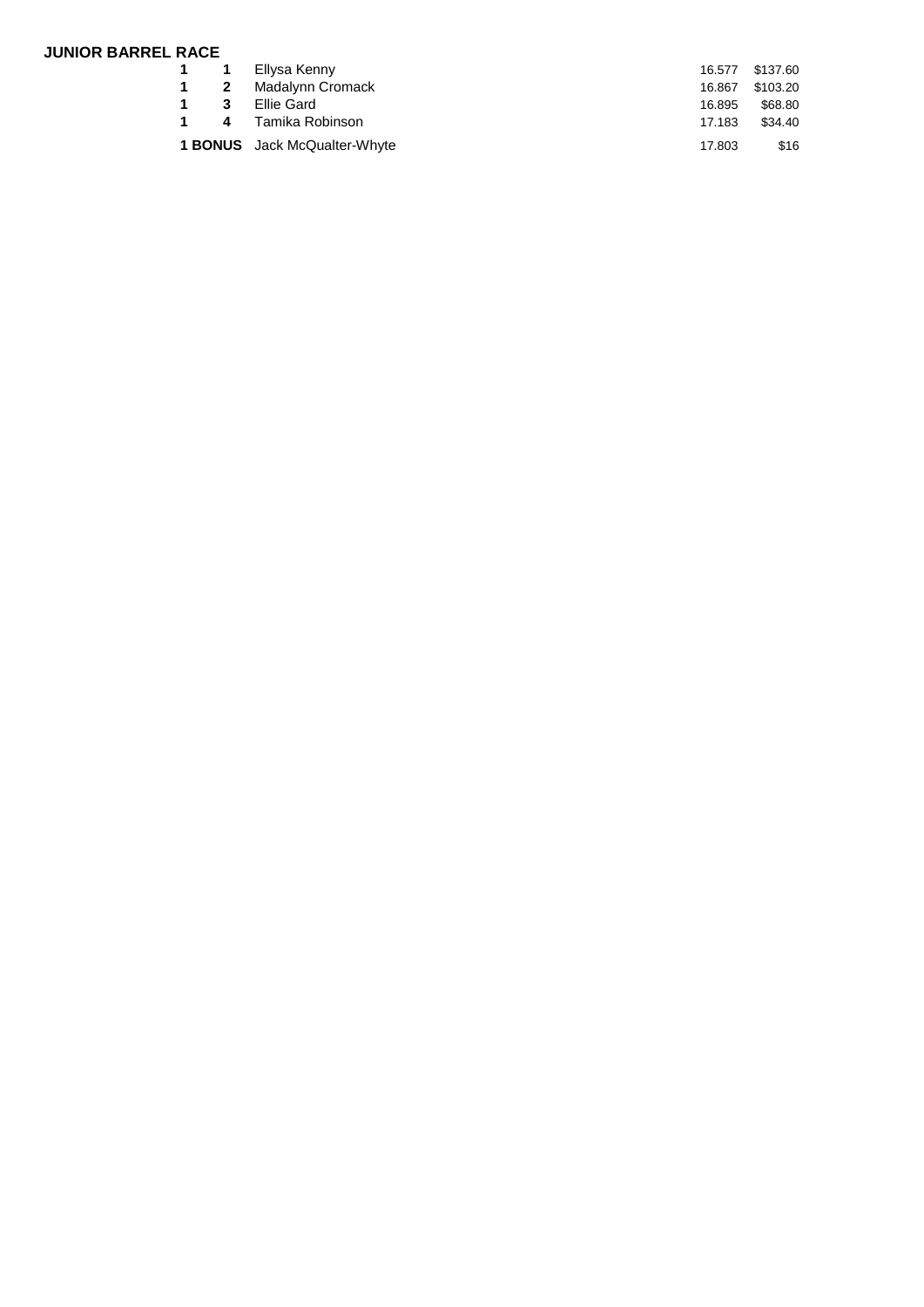## JUNIOR BARREL RACE

| | | | | |
|---|---|---|---|---|
| **1** | **1** | Ellysa Kenny | 16.577 | $137.60 |
| **1** | **2** | Madalynn Cromack | 16.867 | $103.20 |
| **1** | **3** | Ellie Gard | 16.895 | $68.80 |
| **1** | **4** | Tamika Robinson | 17.183 | $34.40 |
| **1** | **BONUS** | Jack McQualter-Whyte | 17.803 | $16 |